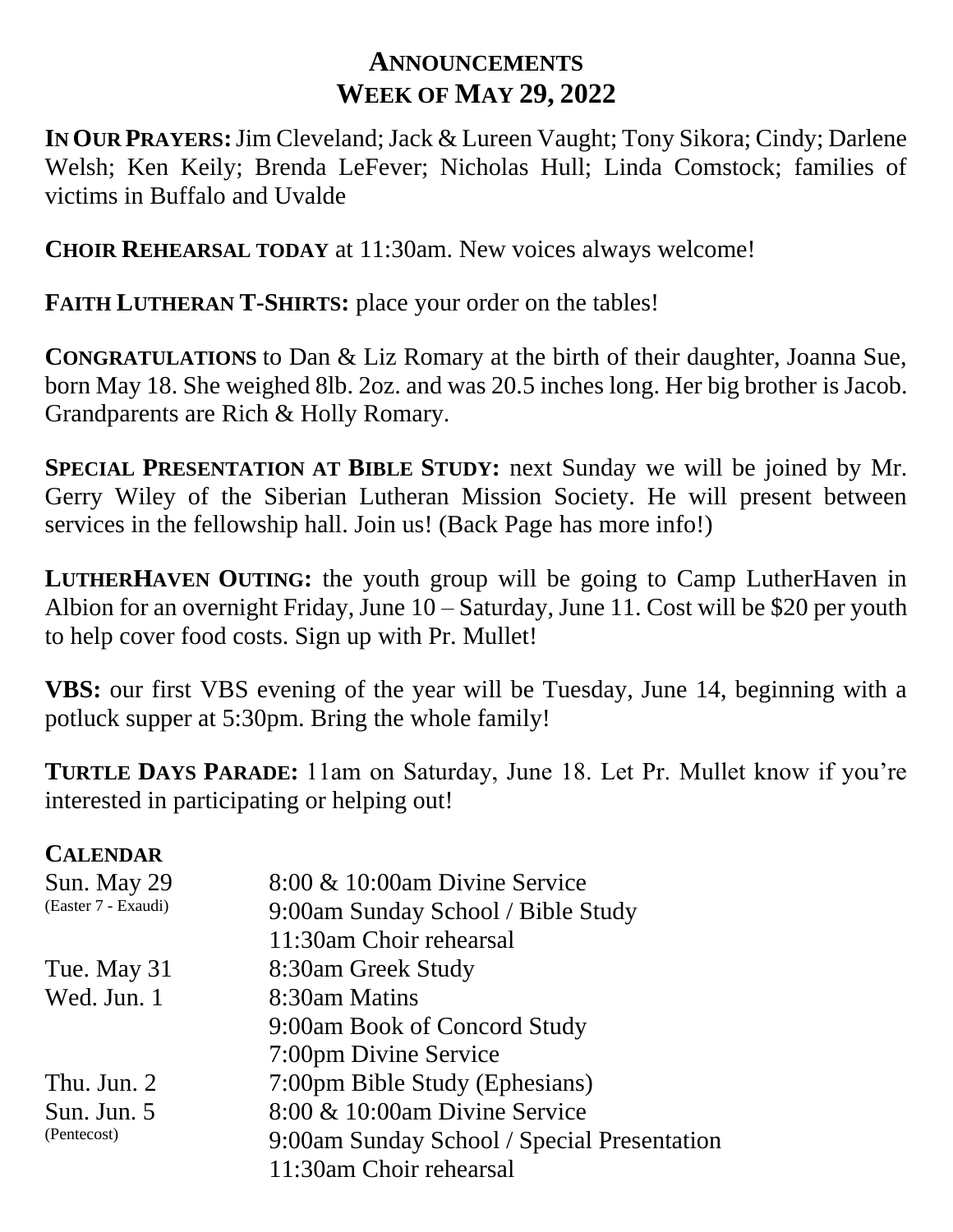# ANNOUNCEMENTS
# WEEK OF MAY 29, 2022

**IN OUR PRAYERS:** Jim Cleveland; Jack & Lureen Vaught; Tony Sikora; Cindy; Darlene Welsh; Ken Keily; Brenda LeFever; Nicholas Hull; Linda Comstock; families of victims in Buffalo and Uvalde

**CHOIR REHEARSAL TODAY** at 11:30am. New voices always welcome!

**FAITH LUTHERAN T-SHIRTS:** place your order on the tables!

**CONGRATULATIONS** to Dan & Liz Romary at the birth of their daughter, Joanna Sue, born May 18. She weighed 8lb. 2oz. and was 20.5 inches long. Her big brother is Jacob. Grandparents are Rich & Holly Romary.

**SPECIAL PRESENTATION AT BIBLE STUDY:** next Sunday we will be joined by Mr. Gerry Wiley of the Siberian Lutheran Mission Society. He will present between services in the fellowship hall. Join us! (Back Page has more info!)

**LUTHERHAVEN OUTING:** the youth group will be going to Camp LutherHaven in Albion for an overnight Friday, June 10 – Saturday, June 11. Cost will be $20 per youth to help cover food costs. Sign up with Pr. Mullet!

**VBS:** our first VBS evening of the year will be Tuesday, June 14, beginning with a potluck supper at 5:30pm. Bring the whole family!

**TURTLE DAYS PARADE:** 11am on Saturday, June 18. Let Pr. Mullet know if you're interested in participating or helping out!

**CALENDAR**

| | |
|---|---|
| Sun. May 29 (Easter 7 - Exaudi) | 8:00 & 10:00am Divine Service<br>9:00am Sunday School / Bible Study<br>11:30am Choir rehearsal |
| Tue. May 31 | 8:30am Greek Study |
| Wed. Jun. 1 | 8:30am Matins<br>9:00am Book of Concord Study<br>7:00pm Divine Service |
| Thu. Jun. 2 | 7:00pm Bible Study (Ephesians) |
| Sun. Jun. 5 (Pentecost) | 8:00 & 10:00am Divine Service<br>9:00am Sunday School / Special Presentation<br>11:30am Choir rehearsal |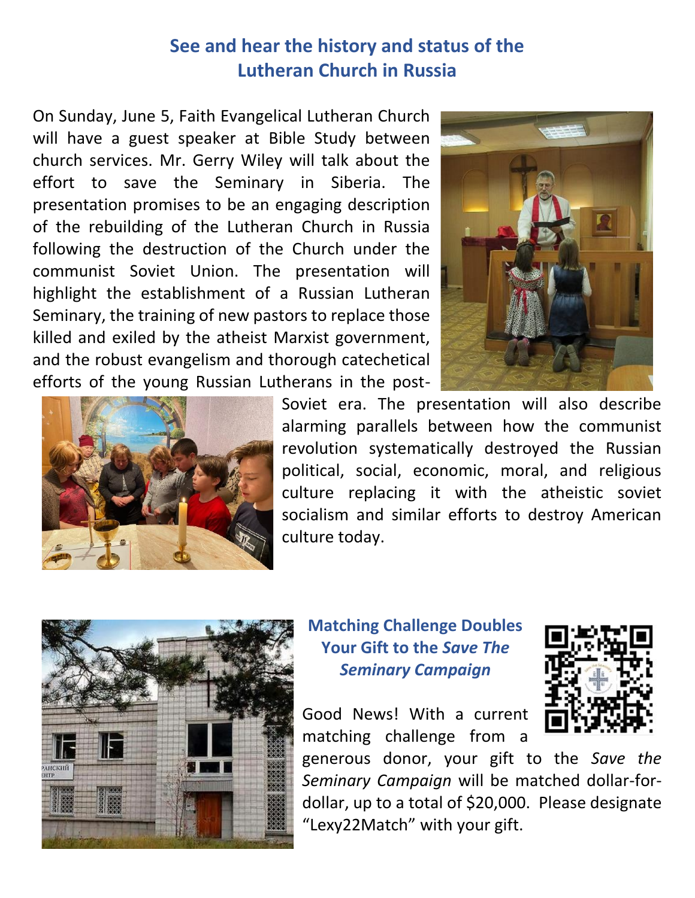## See and hear the history and status of the Lutheran Church in Russia

On Sunday, June 5, Faith Evangelical Lutheran Church will have a guest speaker at Bible Study between church services. Mr. Gerry Wiley will talk about the effort to save the Seminary in Siberia. The presentation promises to be an engaging description of the rebuilding of the Lutheran Church in Russia following the destruction of the Church under the communist Soviet Union. The presentation will highlight the establishment of a Russian Lutheran Seminary, the training of new pastors to replace those killed and exiled by the atheist Marxist government, and the robust evangelism and thorough catechetical efforts of the young Russian Lutherans in the post-Soviet era. The presentation will also describe alarming parallels between how the communist revolution systematically destroyed the Russian political, social, economic, moral, and religious culture replacing it with the atheistic soviet socialism and similar efforts to destroy American culture today.

### Matching Challenge Doubles Your Gift to the *Save The Seminary Campaign*

Good News! With a current matching challenge from a generous donor, your gift to the *Save the Seminary Campaign* will be matched dollar-for-dollar, up to a total of $20,000. Please designate “Lexy22Match” with your gift.